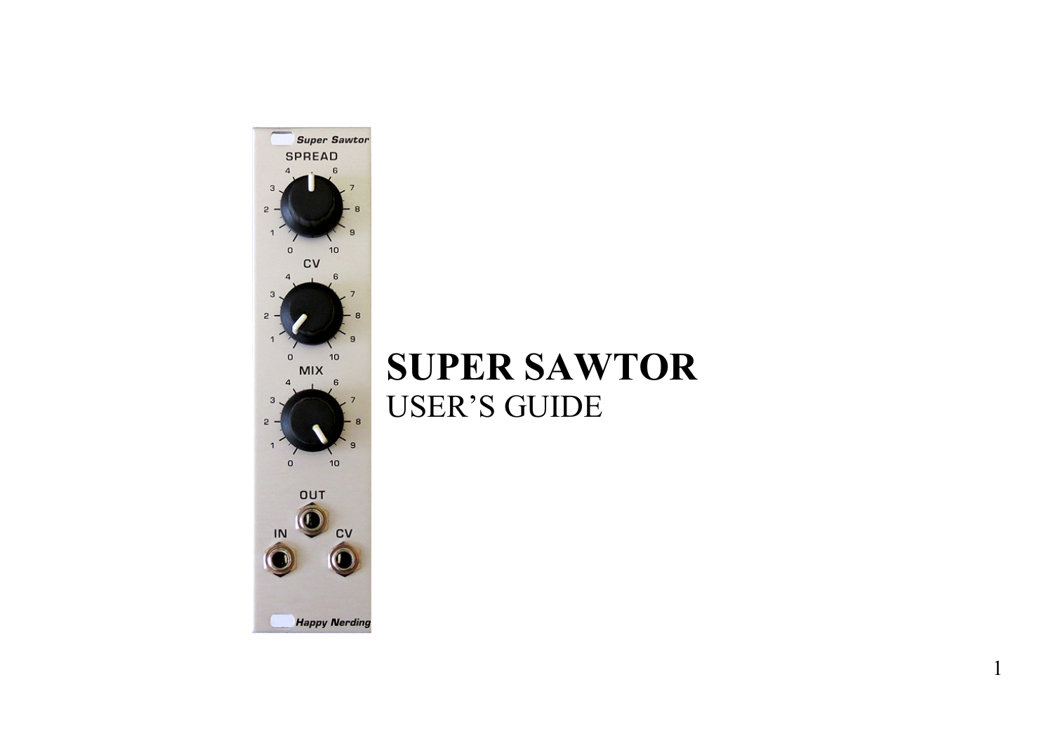# SUPER SAWTOR

USER'S GUIDE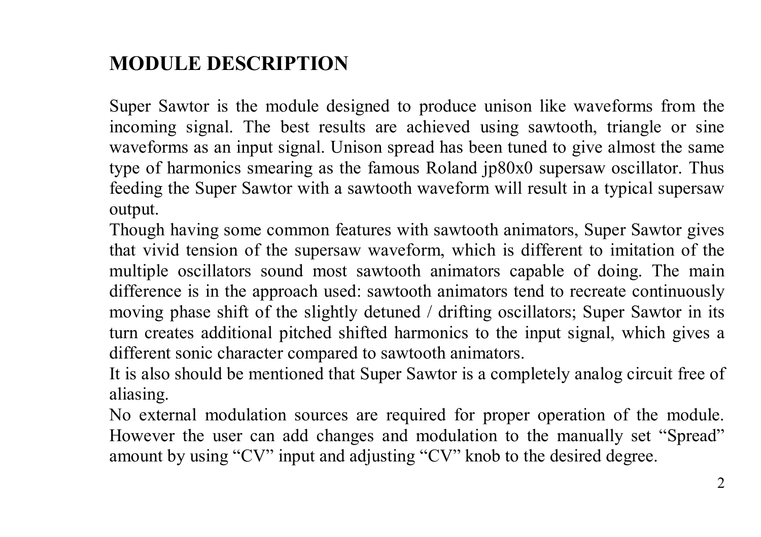# MODULE DESCRIPTION

Super Sawtor is the module designed to produce unison like waveforms from the incoming signal. The best results are achieved using sawtooth, triangle or sine waveforms as an input signal. Unison spread has been tuned to give almost the same type of harmonics smearing as the famous Roland jp80x0 supersaw oscillator. Thus feeding the Super Sawtor with a sawtooth waveform will result in a typical supersaw output.

Though having some common features with sawtooth animators, Super Sawtor gives that vivid tension of the supersaw waveform, which is different to imitation of the multiple oscillators sound most sawtooth animators capable of doing. The main difference is in the approach used: sawtooth animators tend to recreate continuously moving phase shift of the slightly detuned / drifting oscillators; Super Sawtor in its turn creates additional pitched shifted harmonics to the input signal, which gives a different sonic character compared to sawtooth animators.

It is also should be mentioned that Super Sawtor is a completely analog circuit free of aliasing.

No external modulation sources are required for proper operation of the module. However the user can add changes and modulation to the manually set “Spread” amount by using “CV” input and adjusting “CV” knob to the desired degree.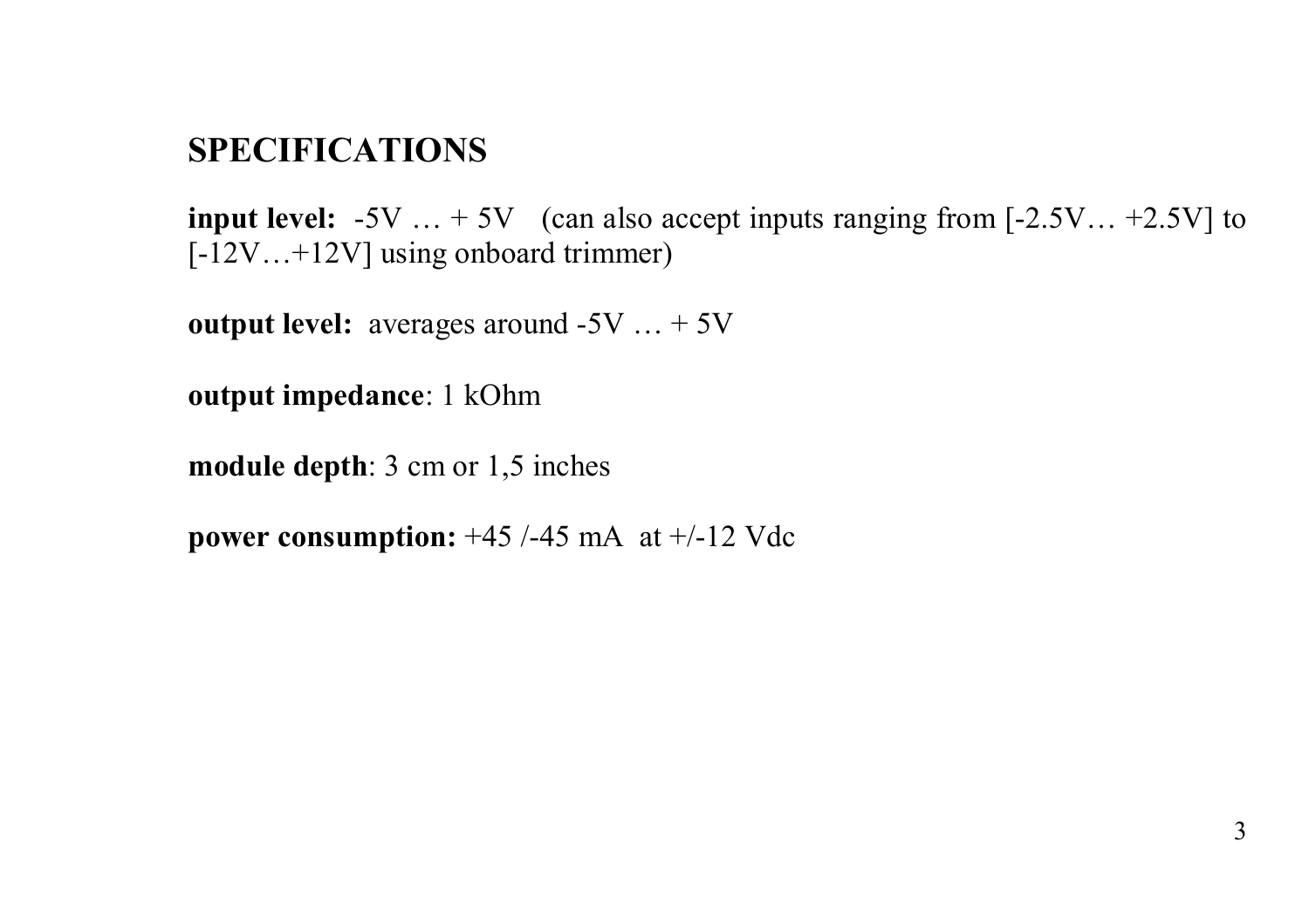## SPECIFICATIONS

**input level:** -5V … + 5V (can also accept inputs ranging from [-2.5V… +2.5V] to [-12V…+12V] using onboard trimmer)

**output level:** averages around -5V … + 5V

**output impedance**: 1 kOhm

**module depth**: 3 cm or 1,5 inches

**power consumption:** +45 /-45 mA at +/-12 Vdc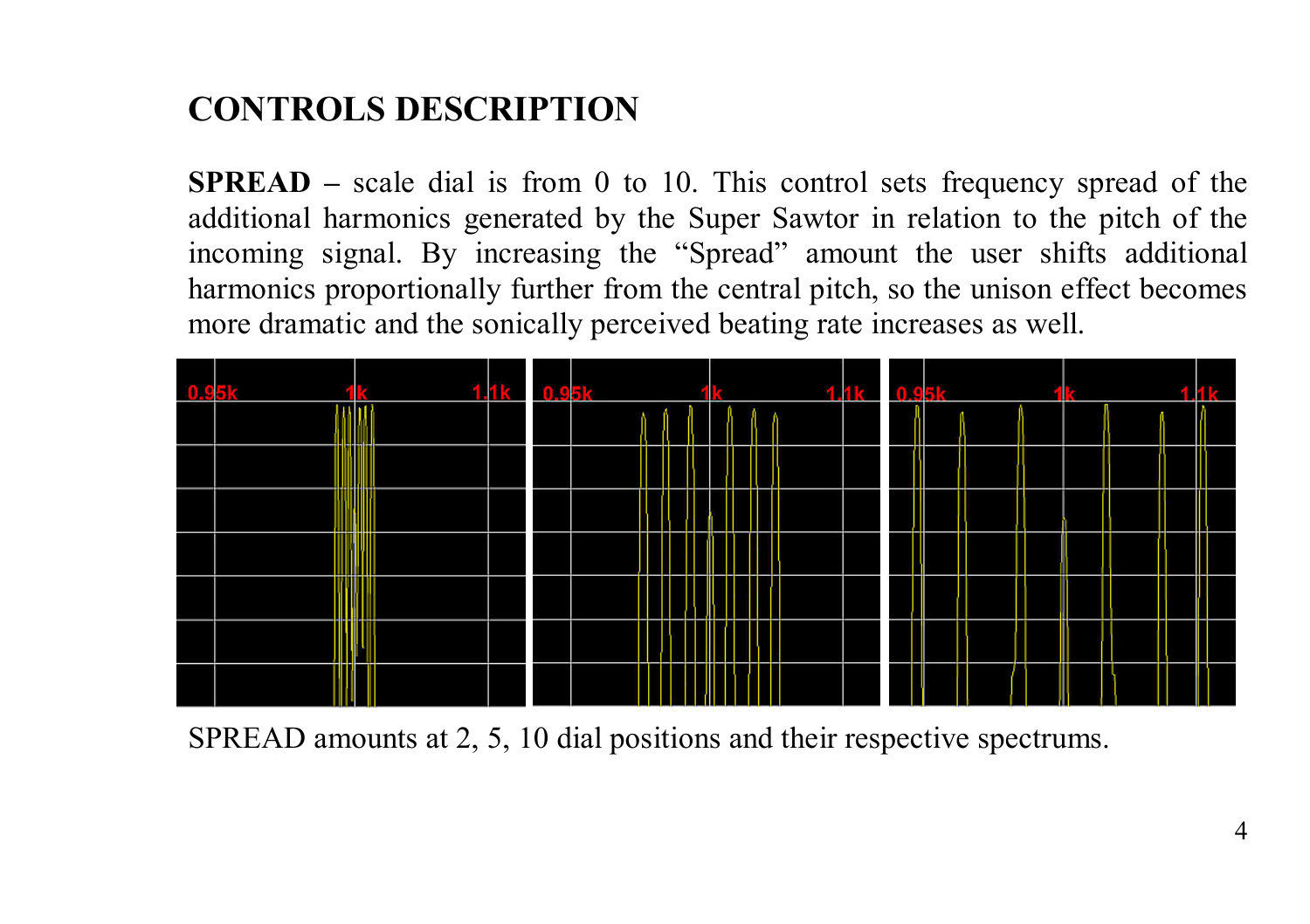## CONTROLS DESCRIPTION

**SPREAD –** scale dial is from 0 to 10. This control sets frequency spread of the additional harmonics generated by the Super Sawtor in relation to the pitch of the incoming signal. By increasing the "Spread" amount the user shifts additional harmonics proportionally further from the central pitch, so the unison effect becomes more dramatic and the sonically perceived beating rate increases as well.

SPREAD amounts at 2, 5, 10 dial positions and their respective spectrums.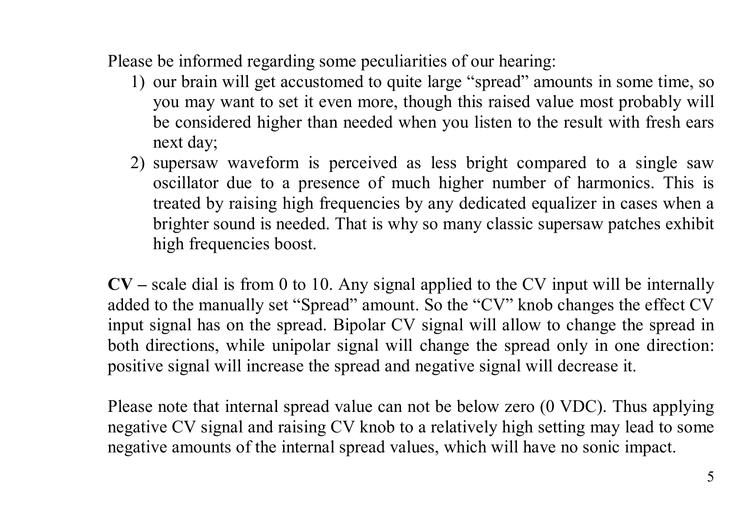Please be informed regarding some peculiarities of our hearing:

1) our brain will get accustomed to quite large "spread" amounts in some time, so you may want to set it even more, though this raised value most probably will be considered higher than needed when you listen to the result with fresh ears next day;
2) supersaw waveform is perceived as less bright compared to a single saw oscillator due to a presence of much higher number of harmonics. This is treated by raising high frequencies by any dedicated equalizer in cases when a brighter sound is needed. That is why so many classic supersaw patches exhibit high frequencies boost.

**CV** – scale dial is from 0 to 10. Any signal applied to the CV input will be internally added to the manually set "Spread" amount. So the "CV" knob changes the effect CV input signal has on the spread. Bipolar CV signal will allow to change the spread in both directions, while unipolar signal will change the spread only in one direction: positive signal will increase the spread and negative signal will decrease it.

Please note that internal spread value can not be below zero (0 VDC). Thus applying negative CV signal and raising CV knob to a relatively high setting may lead to some negative amounts of the internal spread values, which will have no sonic impact.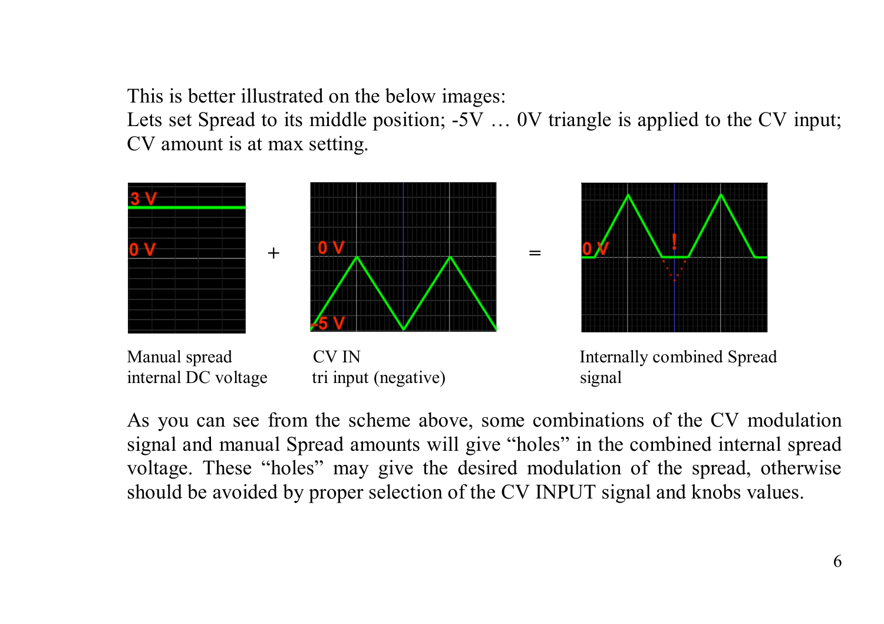This is better illustrated on the below images:
Lets set Spread to its middle position; -5V … 0V triangle is applied to the CV input; CV amount is at max setting.

Manual spread internal DC voltage + CV IN tri input (negative) = Internally combined Spread signal

As you can see from the scheme above, some combinations of the CV modulation signal and manual Spread amounts will give "holes" in the combined internal spread voltage. These "holes" may give the desired modulation of the spread, otherwise should be avoided by proper selection of the CV INPUT signal and knobs values.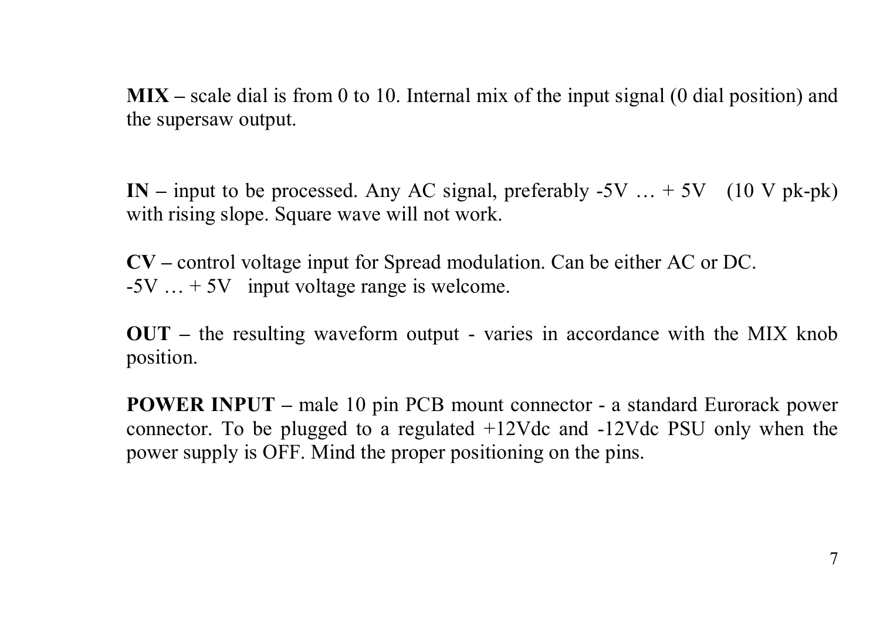**MIX –** scale dial is from 0 to 10. Internal mix of the input signal (0 dial position) and the supersaw output.

**IN –** input to be processed. Any AC signal, preferably -5V … + 5V (10 V pk-pk) with rising slope. Square wave will not work.

**CV –** control voltage input for Spread modulation. Can be either AC or DC.
-5V … + 5V input voltage range is welcome.

**OUT –** the resulting waveform output - varies in accordance with the MIX knob position.

**POWER INPUT –** male 10 pin PCB mount connector - a standard Eurorack power connector. To be plugged to a regulated +12Vdc and -12Vdc PSU only when the power supply is OFF. Mind the proper positioning on the pins.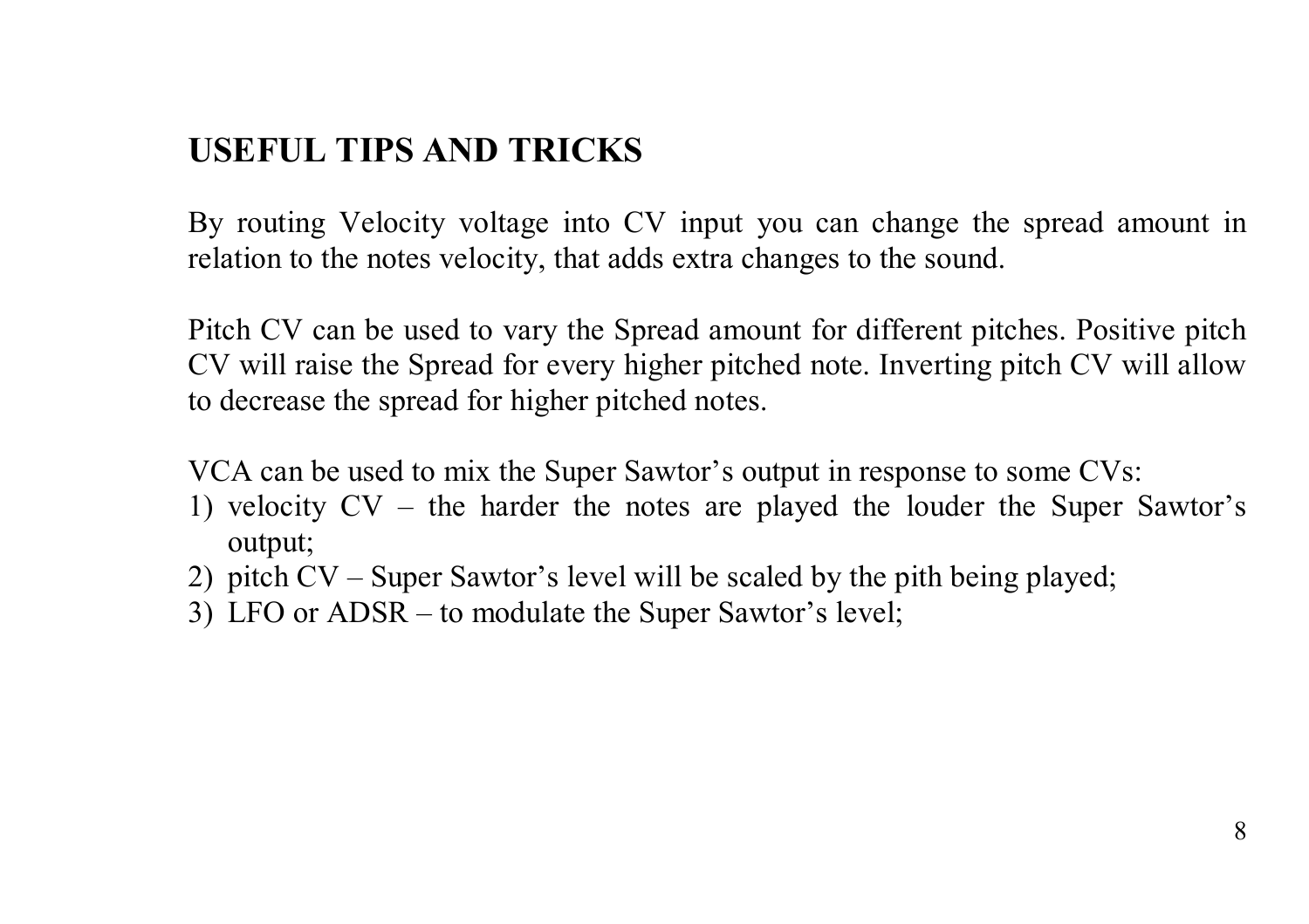## USEFUL TIPS AND TRICKS

By routing Velocity voltage into CV input you can change the spread amount in relation to the notes velocity, that adds extra changes to the sound.

Pitch CV can be used to vary the Spread amount for different pitches. Positive pitch CV will raise the Spread for every higher pitched note. Inverting pitch CV will allow to decrease the spread for higher pitched notes.

VCA can be used to mix the Super Sawtor's output in response to some CVs:

1) velocity CV – the harder the notes are played the louder the Super Sawtor's output;
2) pitch CV – Super Sawtor's level will be scaled by the pith being played;
3) LFO or ADSR – to modulate the Super Sawtor's level;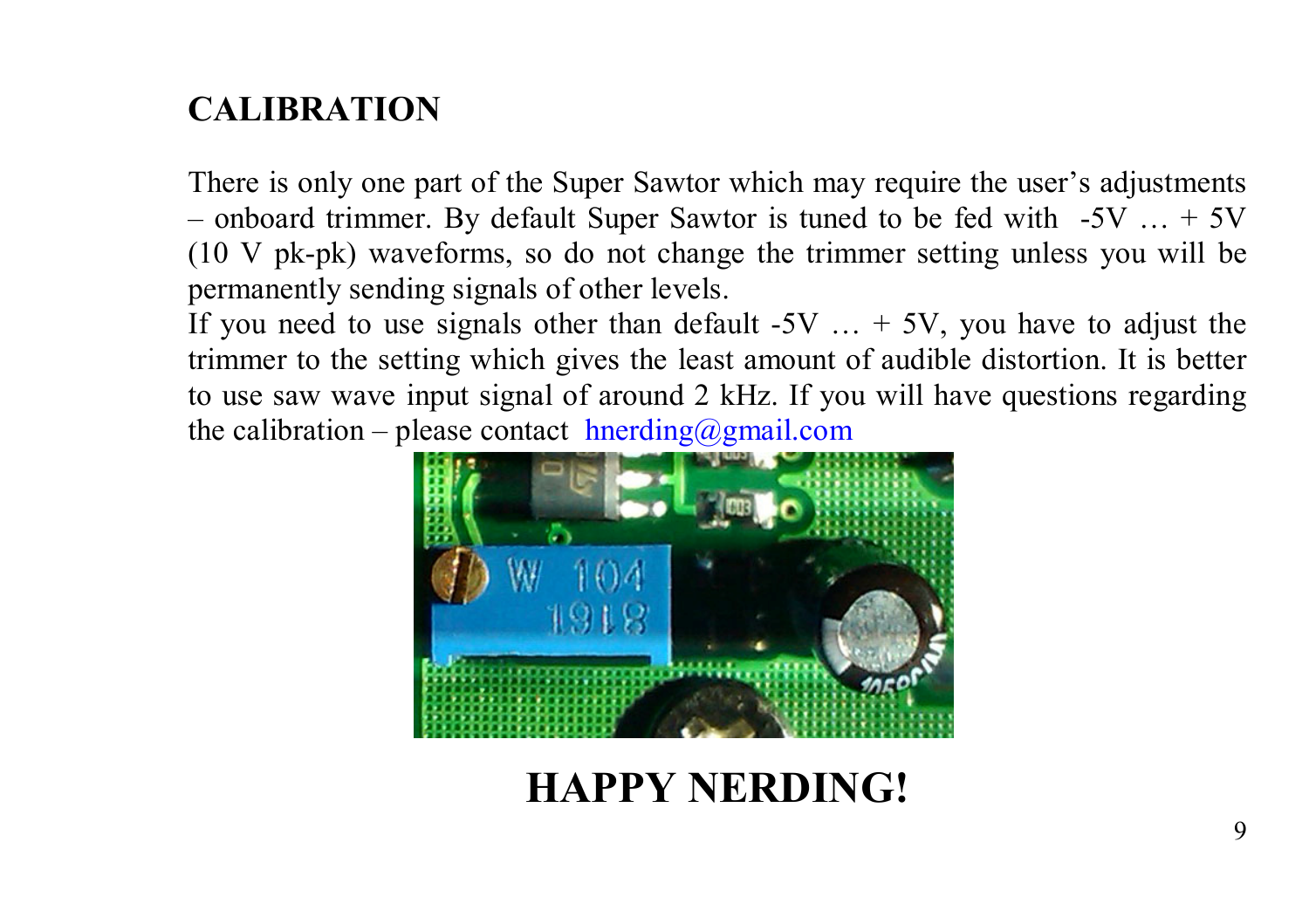## CALIBRATION

There is only one part of the Super Sawtor which may require the user's adjustments – onboard trimmer. By default Super Sawtor is tuned to be fed with -5V … + 5V (10 V pk-pk) waveforms, so do not change the trimmer setting unless you will be permanently sending signals of other levels.

If you need to use signals other than default -5V … + 5V, you have to adjust the trimmer to the setting which gives the least amount of audible distortion. It is better to use saw wave input signal of around 2 kHz. If you will have questions regarding the calibration – please contact hnerding@gmail.com

# HAPPY NERDING!